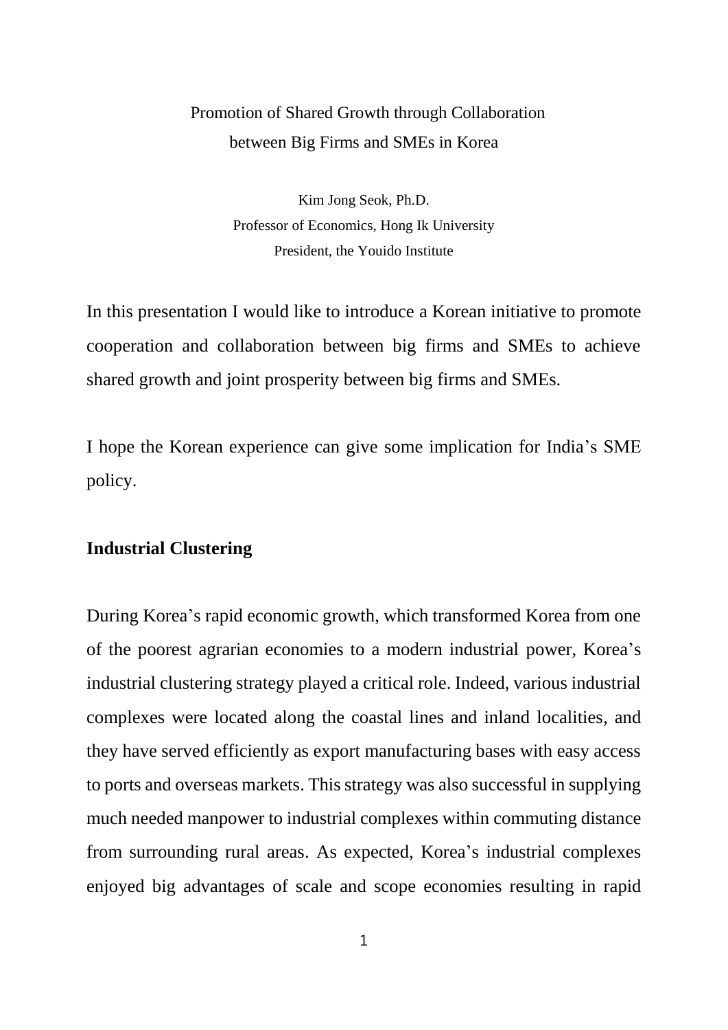# Promotion of Shared Growth through Collaboration between Big Firms and SMEs in Korea

Kim Jong Seok, Ph.D.
Professor of Economics, Hong Ik University
President, the Youido Institute

In this presentation I would like to introduce a Korean initiative to promote cooperation and collaboration between big firms and SMEs to achieve shared growth and joint prosperity between big firms and SMEs.

I hope the Korean experience can give some implication for India's SME policy.

## Industrial Clustering

During Korea's rapid economic growth, which transformed Korea from one of the poorest agrarian economies to a modern industrial power, Korea's industrial clustering strategy played a critical role. Indeed, various industrial complexes were located along the coastal lines and inland localities, and they have served efficiently as export manufacturing bases with easy access to ports and overseas markets. This strategy was also successful in supplying much needed manpower to industrial complexes within commuting distance from surrounding rural areas. As expected, Korea's industrial complexes enjoyed big advantages of scale and scope economies resulting in rapid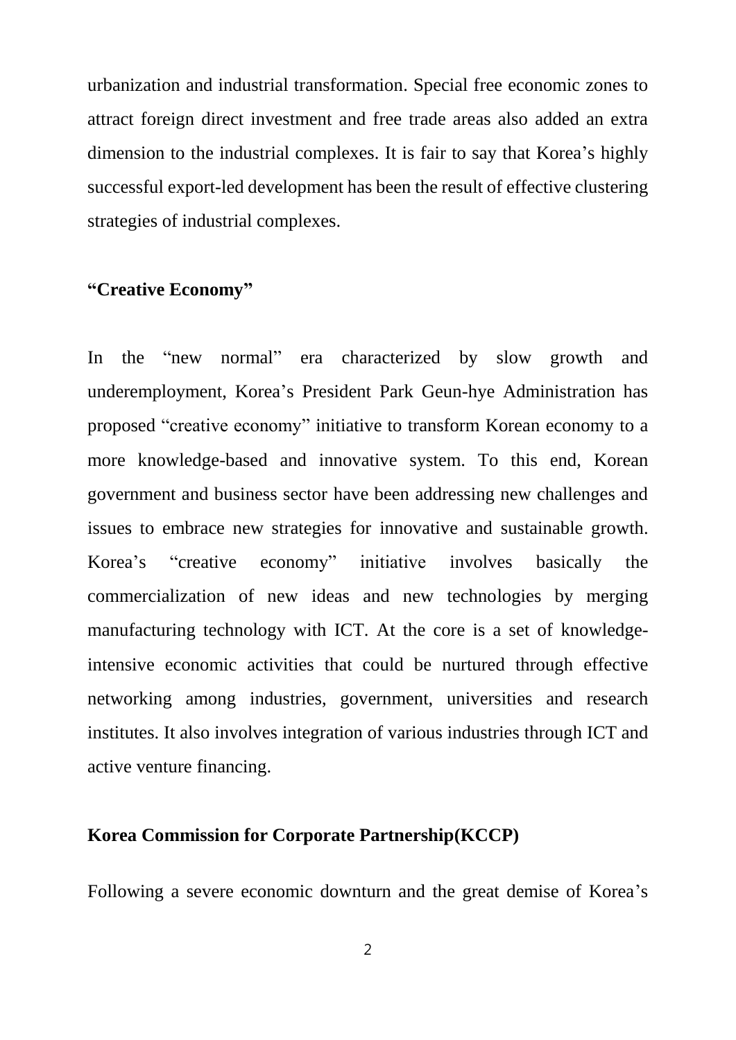urbanization and industrial transformation. Special free economic zones to attract foreign direct investment and free trade areas also added an extra dimension to the industrial complexes. It is fair to say that Korea's highly successful export-led development has been the result of effective clustering strategies of industrial complexes.

**"Creative Economy"**

In the "new normal" era characterized by slow growth and underemployment, Korea's President Park Geun-hye Administration has proposed "creative economy" initiative to transform Korean economy to a more knowledge-based and innovative system. To this end, Korean government and business sector have been addressing new challenges and issues to embrace new strategies for innovative and sustainable growth. Korea's "creative economy" initiative involves basically the commercialization of new ideas and new technologies by merging manufacturing technology with ICT. At the core is a set of knowledge-intensive economic activities that could be nurtured through effective networking among industries, government, universities and research institutes. It also involves integration of various industries through ICT and active venture financing.

**Korea Commission for Corporate Partnership(KCCP)**

Following a severe economic downturn and the great demise of Korea's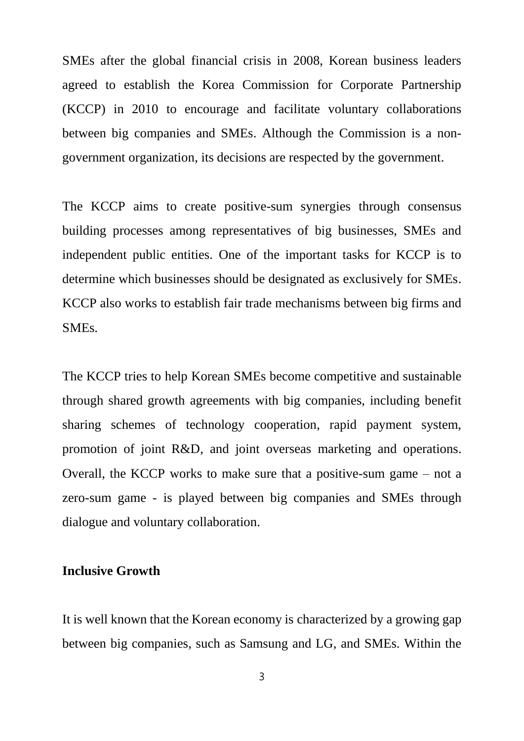SMEs after the global financial crisis in 2008, Korean business leaders agreed to establish the Korea Commission for Corporate Partnership (KCCP) in 2010 to encourage and facilitate voluntary collaborations between big companies and SMEs. Although the Commission is a non-government organization, its decisions are respected by the government.

The KCCP aims to create positive-sum synergies through consensus building processes among representatives of big businesses, SMEs and independent public entities. One of the important tasks for KCCP is to determine which businesses should be designated as exclusively for SMEs. KCCP also works to establish fair trade mechanisms between big firms and SMEs.

The KCCP tries to help Korean SMEs become competitive and sustainable through shared growth agreements with big companies, including benefit sharing schemes of technology cooperation, rapid payment system, promotion of joint R&D, and joint overseas marketing and operations. Overall, the KCCP works to make sure that a positive-sum game – not a zero-sum game - is played between big companies and SMEs through dialogue and voluntary collaboration.

**Inclusive Growth**

It is well known that the Korean economy is characterized by a growing gap between big companies, such as Samsung and LG, and SMEs. Within the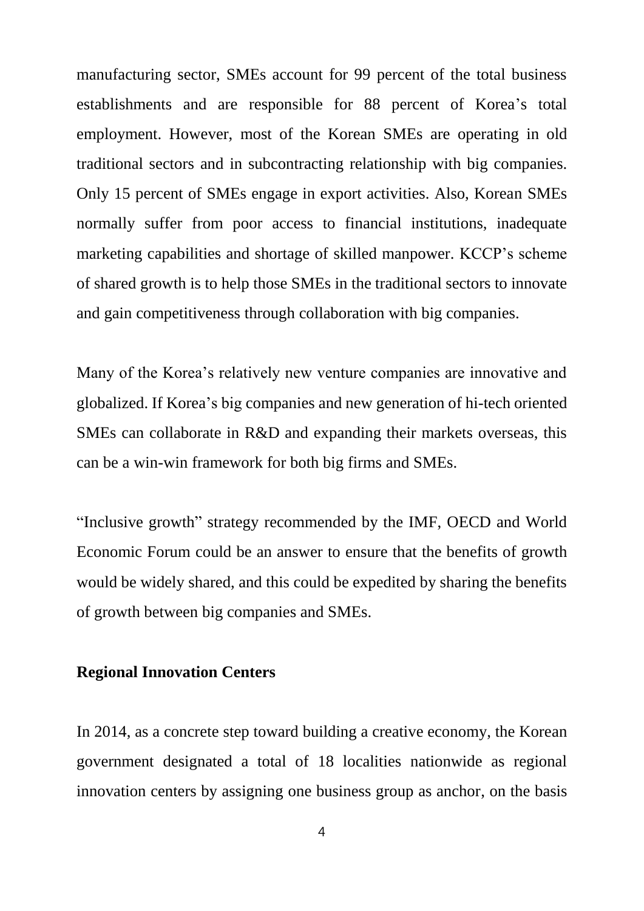manufacturing sector, SMEs account for 99 percent of the total business establishments and are responsible for 88 percent of Korea's total employment. However, most of the Korean SMEs are operating in old traditional sectors and in subcontracting relationship with big companies. Only 15 percent of SMEs engage in export activities. Also, Korean SMEs normally suffer from poor access to financial institutions, inadequate marketing capabilities and shortage of skilled manpower. KCCP's scheme of shared growth is to help those SMEs in the traditional sectors to innovate and gain competitiveness through collaboration with big companies.

Many of the Korea's relatively new venture companies are innovative and globalized. If Korea's big companies and new generation of hi-tech oriented SMEs can collaborate in R&D and expanding their markets overseas, this can be a win-win framework for both big firms and SMEs.

"Inclusive growth" strategy recommended by the IMF, OECD and World Economic Forum could be an answer to ensure that the benefits of growth would be widely shared, and this could be expedited by sharing the benefits of growth between big companies and SMEs.

**Regional Innovation Centers**

In 2014, as a concrete step toward building a creative economy, the Korean government designated a total of 18 localities nationwide as regional innovation centers by assigning one business group as anchor, on the basis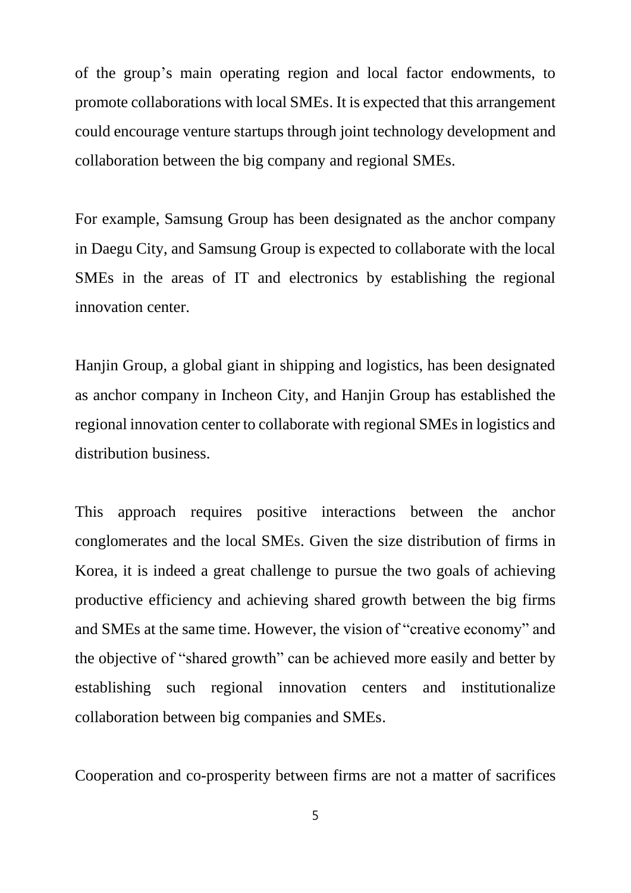of the group's main operating region and local factor endowments, to promote collaborations with local SMEs. It is expected that this arrangement could encourage venture startups through joint technology development and collaboration between the big company and regional SMEs.

For example, Samsung Group has been designated as the anchor company in Daegu City, and Samsung Group is expected to collaborate with the local SMEs in the areas of IT and electronics by establishing the regional innovation center.

Hanjin Group, a global giant in shipping and logistics, has been designated as anchor company in Incheon City, and Hanjin Group has established the regional innovation center to collaborate with regional SMEs in logistics and distribution business.

This approach requires positive interactions between the anchor conglomerates and the local SMEs. Given the size distribution of firms in Korea, it is indeed a great challenge to pursue the two goals of achieving productive efficiency and achieving shared growth between the big firms and SMEs at the same time. However, the vision of "creative economy" and the objective of "shared growth" can be achieved more easily and better by establishing such regional innovation centers and institutionalize collaboration between big companies and SMEs.

Cooperation and co-prosperity between firms are not a matter of sacrifices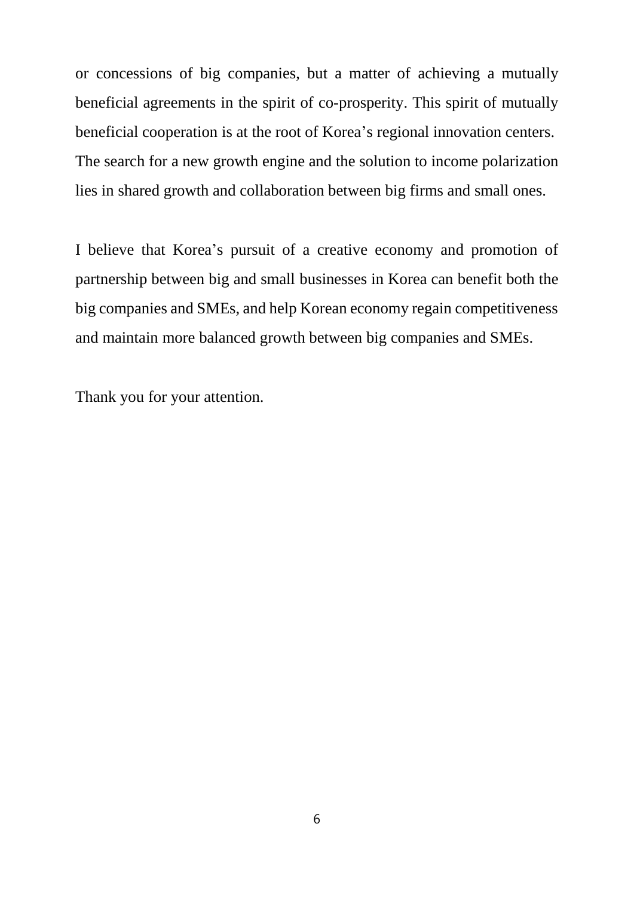or concessions of big companies, but a matter of achieving a mutually beneficial agreements in the spirit of co-prosperity. This spirit of mutually beneficial cooperation is at the root of Korea's regional innovation centers. The search for a new growth engine and the solution to income polarization lies in shared growth and collaboration between big firms and small ones.

I believe that Korea's pursuit of a creative economy and promotion of partnership between big and small businesses in Korea can benefit both the big companies and SMEs, and help Korean economy regain competitiveness and maintain more balanced growth between big companies and SMEs.

Thank you for your attention.